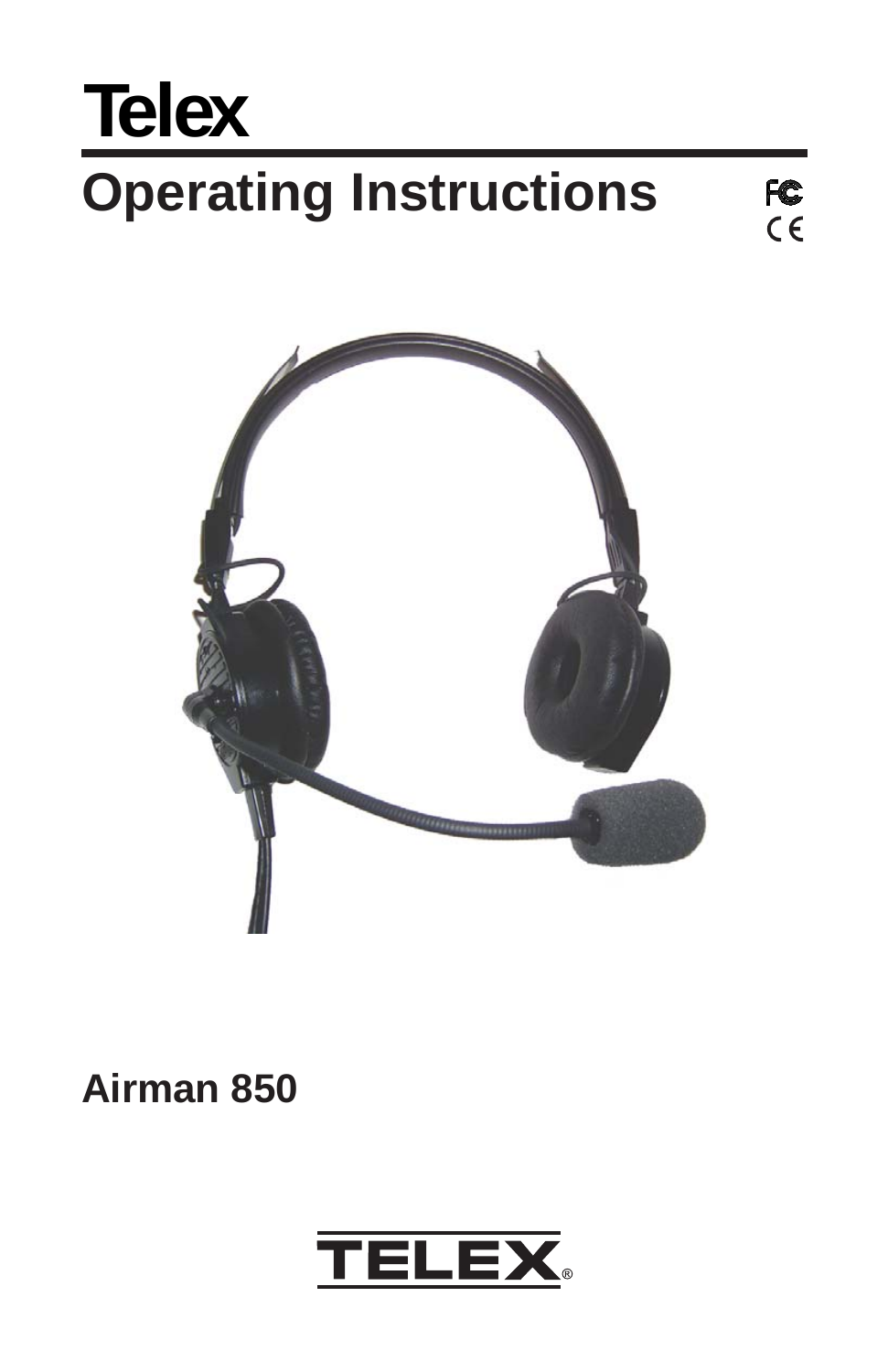# Telex

## Operating Instructions

FC
CE

**Airman 850**

TELEX®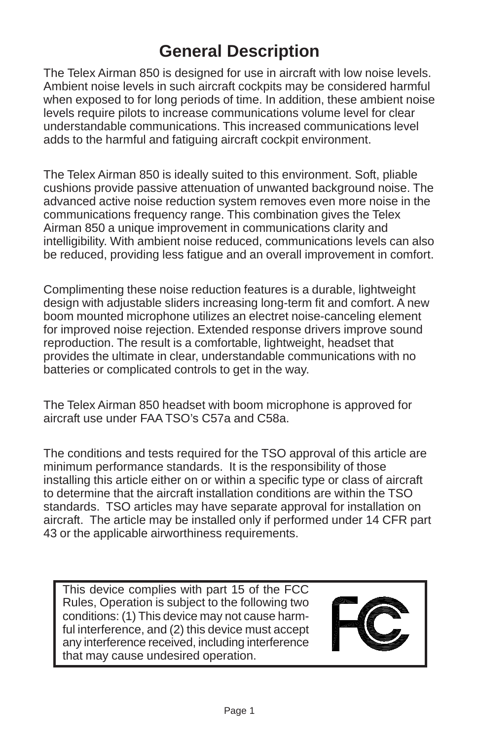# General Description

The Telex Airman 850 is designed for use in aircraft with low noise levels. Ambient noise levels in such aircraft cockpits may be considered harmful when exposed to for long periods of time. In addition, these ambient noise levels require pilots to increase communications volume level for clear understandable communications. This increased communications level adds to the harmful and fatiguing aircraft cockpit environment.

The Telex Airman 850 is ideally suited to this environment. Soft, pliable cushions provide passive attenuation of unwanted background noise. The advanced active noise reduction system removes even more noise in the communications frequency range. This combination gives the Telex Airman 850 a unique improvement in communications clarity and intelligibility. With ambient noise reduced, communications levels can also be reduced, providing less fatigue and an overall improvement in comfort.

Complimenting these noise reduction features is a durable, lightweight design with adjustable sliders increasing long-term fit and comfort. A new boom mounted microphone utilizes an electret noise-canceling element for improved noise rejection. Extended response drivers improve sound reproduction. The result is a comfortable, lightweight, headset that provides the ultimate in clear, understandable communications with no batteries or complicated controls to get in the way.

The Telex Airman 850 headset with boom microphone is approved for aircraft use under FAA TSO's C57a and C58a.

The conditions and tests required for the TSO approval of this article are minimum performance standards. It is the responsibility of those installing this article either on or within a specific type or class of aircraft to determine that the aircraft installation conditions are within the TSO standards. TSO articles may have separate approval for installation on aircraft. The article may be installed only if performed under 14 CFR part 43 or the applicable airworthiness requirements.

This device complies with part 15 of the FCC Rules, Operation is subject to the following two conditions: (1) This device may not cause harmful interference, and (2) this device must accept any interference received, including interference that may cause undesired operation.

FC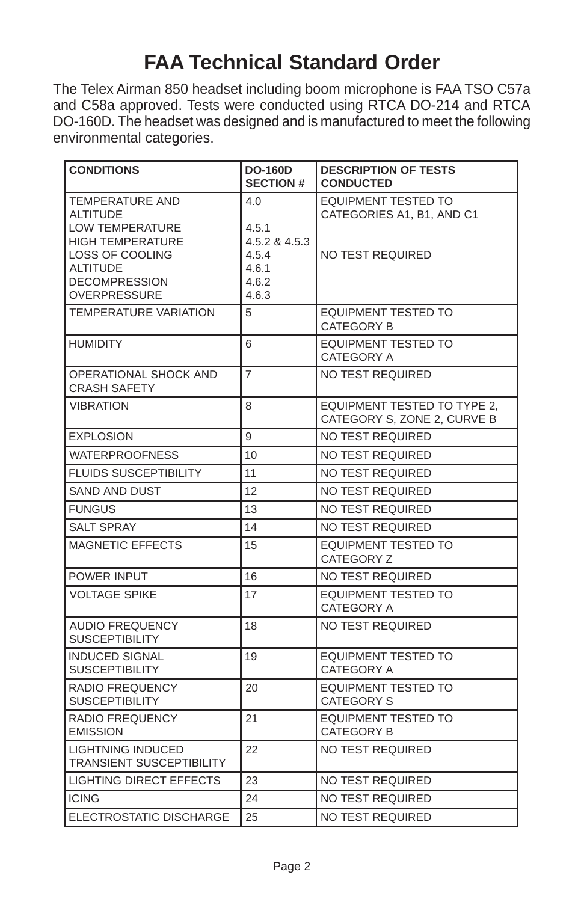# FAA Technical Standard Order

The Telex Airman 850 headset including boom microphone is FAA TSO C57a and C58a approved. Tests were conducted using RTCA DO-214 and RTCA DO-160D. The headset was designed and is manufactured to meet the following environmental categories.

| CONDITIONS | DO-160D SECTION # | DESCRIPTION OF TESTS CONDUCTED |
|---|---|---|
| TEMPERATURE AND ALTITUDE<br>LOW TEMPERATURE<br>HIGH TEMPERATURE<br>LOSS OF COOLING<br>ALTITUDE<br>DECOMPRESSION<br>OVERPRESSURE | 4.0<br><br>4.5.1<br>4.5.2 & 4.5.3<br>4.5.4<br>4.6.1<br>4.6.2<br>4.6.3 | EQUIPMENT TESTED TO CATEGORIES A1, B1, AND C1<br><br><br>NO TEST REQUIRED |
| TEMPERATURE VARIATION | 5 | EQUIPMENT TESTED TO CATEGORY B |
| HUMIDITY | 6 | EQUIPMENT TESTED TO CATEGORY A |
| OPERATIONAL SHOCK AND CRASH SAFETY | 7 | NO TEST REQUIRED |
| VIBRATION | 8 | EQUIPMENT TESTED TO TYPE 2, CATEGORY S, ZONE 2, CURVE B |
| EXPLOSION | 9 | NO TEST REQUIRED |
| WATERPROOFNESS | 10 | NO TEST REQUIRED |
| FLUIDS SUSCEPTIBILITY | 11 | NO TEST REQUIRED |
| SAND AND DUST | 12 | NO TEST REQUIRED |
| FUNGUS | 13 | NO TEST REQUIRED |
| SALT SPRAY | 14 | NO TEST REQUIRED |
| MAGNETIC EFFECTS | 15 | EQUIPMENT TESTED TO CATEGORY Z |
| POWER INPUT | 16 | NO TEST REQUIRED |
| VOLTAGE SPIKE | 17 | EQUIPMENT TESTED TO CATEGORY A |
| AUDIO FREQUENCY SUSCEPTIBILITY | 18 | NO TEST REQUIRED |
| INDUCED SIGNAL SUSCEPTIBILITY | 19 | EQUIPMENT TESTED TO CATEGORY A |
| RADIO FREQUENCY SUSCEPTIBILITY | 20 | EQUIPMENT TESTED TO CATEGORY S |
| RADIO FREQUENCY EMISSION | 21 | EQUIPMENT TESTED TO CATEGORY B |
| LIGHTNING INDUCED TRANSIENT SUSCEPTIBILITY | 22 | NO TEST REQUIRED |
| LIGHTING DIRECT EFFECTS | 23 | NO TEST REQUIRED |
| ICING | 24 | NO TEST REQUIRED |
| ELECTROSTATIC DISCHARGE | 25 | NO TEST REQUIRED |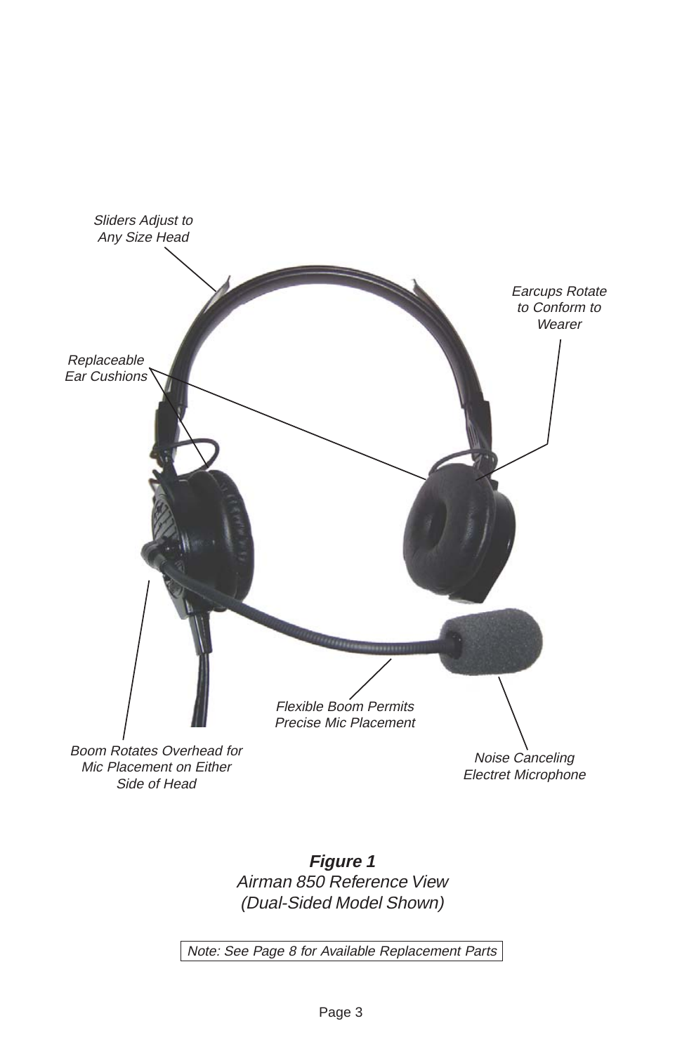Sliders Adjust to Any Size Head

Earcups Rotate to Conform to Wearer

Replaceable Ear Cushions

Flexible Boom Permits Precise Mic Placement

Boom Rotates Overhead for Mic Placement on Either Side of Head

Noise Canceling Electret Microphone

***Figure 1***

*Airman 850 Reference View*
*(Dual-Sided Model Shown)*

*Note: See Page 8 for Available Replacement Parts*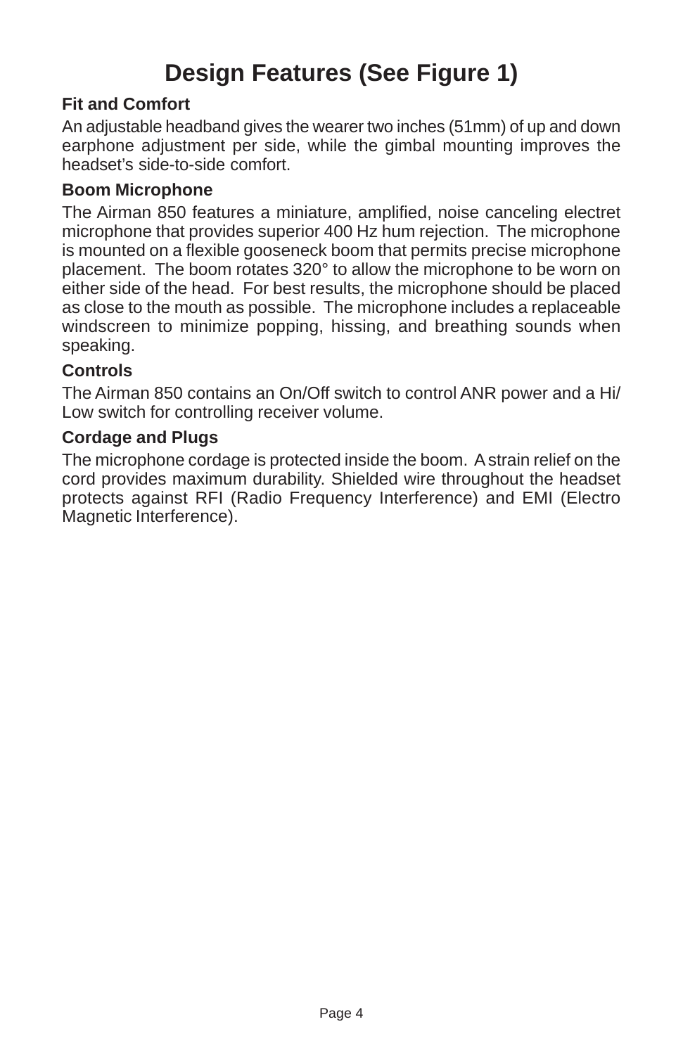# Design Features (See Figure 1)

### Fit and Comfort

An adjustable headband gives the wearer two inches (51mm) of up and down earphone adjustment per side, while the gimbal mounting improves the headset's side-to-side comfort.

### Boom Microphone

The Airman 850 features a miniature, amplified, noise canceling electret microphone that provides superior 400 Hz hum rejection. The microphone is mounted on a flexible gooseneck boom that permits precise microphone placement. The boom rotates 320° to allow the microphone to be worn on either side of the head. For best results, the microphone should be placed as close to the mouth as possible. The microphone includes a replaceable windscreen to minimize popping, hissing, and breathing sounds when speaking.

### Controls

The Airman 850 contains an On/Off switch to control ANR power and a Hi/Low switch for controlling receiver volume.

### Cordage and Plugs

The microphone cordage is protected inside the boom. A strain relief on the cord provides maximum durability. Shielded wire throughout the headset protects against RFI (Radio Frequency Interference) and EMI (Electro Magnetic Interference).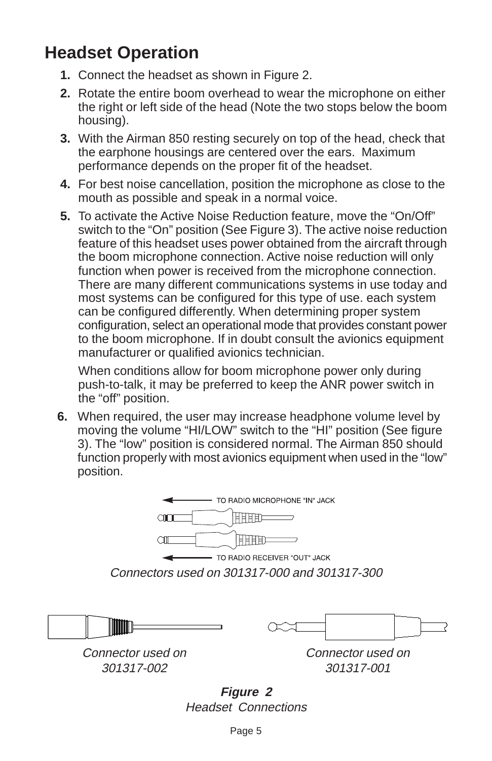## Headset Operation

1. Connect the headset as shown in Figure 2.
2. Rotate the entire boom overhead to wear the microphone on either the right or left side of the head (Note the two stops below the boom housing).
3. With the Airman 850 resting securely on top of the head, check that the earphone housings are centered over the ears. Maximum performance depends on the proper fit of the headset.
4. For best noise cancellation, position the microphone as close to the mouth as possible and speak in a normal voice.
5. To activate the Active Noise Reduction feature, move the “On/Off” switch to the “On” position (See Figure 3). The active noise reduction feature of this headset uses power obtained from the aircraft through the boom microphone connection. Active noise reduction will only function when power is received from the microphone connection. There are many different communications systems in use today and most systems can be configured for this type of use. each system can be configured differently. When determining proper system configuration, select an operational mode that provides constant power to the boom microphone. If in doubt consult the avionics equipment manufacturer or qualified avionics technician.

   When conditions allow for boom microphone power only during push-to-talk, it may be preferred to keep the ANR power switch in the “off” position.
6. When required, the user may increase headphone volume level by moving the volume “HI/LOW” switch to the “HI” position (See figure 3). The “low” position is considered normal. The Airman 850 should function properly with most avionics equipment when used in the “low” position.

TO RADIO MICROPHONE "IN" JACK

TO RADIO RECEIVER "OUT" JACK

*Connectors used on 301317-000 and 301317-300*

*Connector used on 301317-002*

*Connector used on 301317-001*

***Figure 2***
*Headset Connections*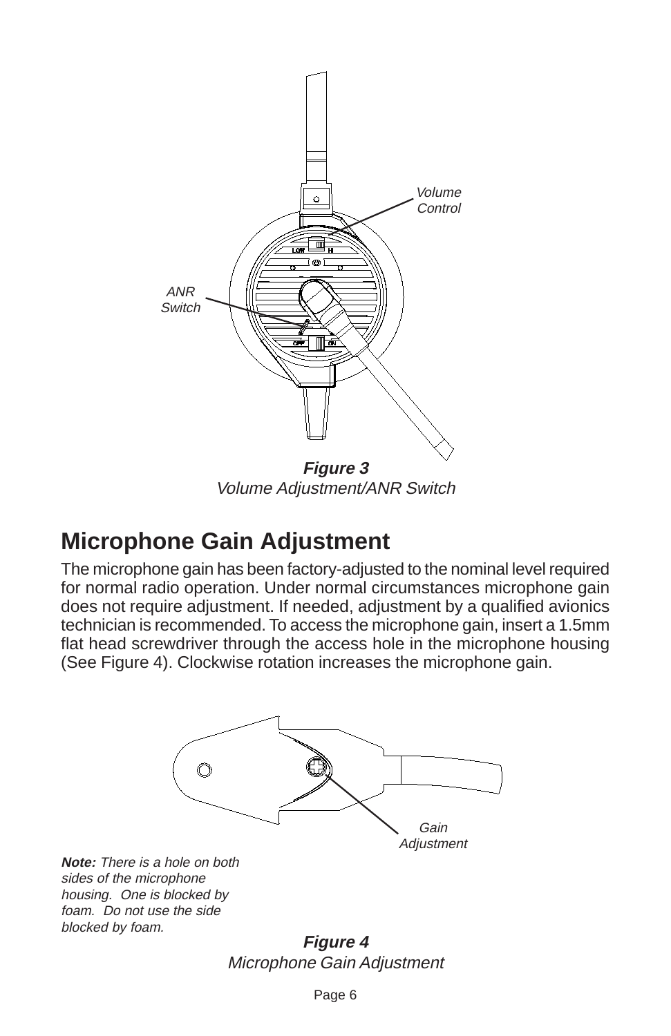Volume Control

ANR Switch

LOW HI

OFF ON

***Figure 3***
*Volume Adjustment/ANR Switch*

## Microphone Gain Adjustment

The microphone gain has been factory-adjusted to the nominal level required for normal radio operation. Under normal circumstances microphone gain does not require adjustment. If needed, adjustment by a qualified avionics technician is recommended. To access the microphone gain, insert a 1.5mm flat head screwdriver through the access hole in the microphone housing (See Figure 4). Clockwise rotation increases the microphone gain.

Gain Adjustment

***Note:*** *There is a hole on both sides of the microphone housing. One is blocked by foam. Do not use the side blocked by foam.*

***Figure 4***
*Microphone Gain Adjustment*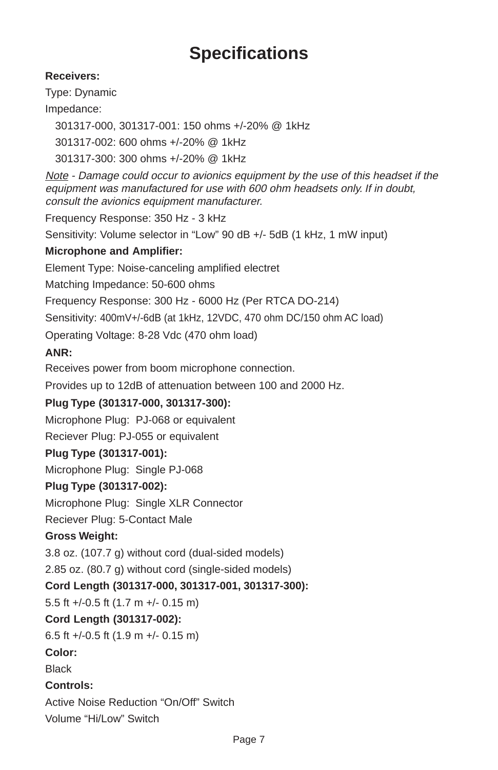# Specifications

**Receivers:**

Type: Dynamic

Impedance:

301317-000, 301317-001: 150 ohms +/-20% @ 1kHz

301317-002: 600 ohms +/-20% @ 1kHz

301317-300: 300 ohms +/-20% @ 1kHz

*Note - Damage could occur to avionics equipment by the use of this headset if the equipment was manufactured for use with 600 ohm headsets only. If in doubt, consult the avionics equipment manufacturer.*

Frequency Response: 350 Hz - 3 kHz

Sensitivity: Volume selector in “Low” 90 dB +/- 5dB (1 kHz, 1 mW input)

**Microphone and Amplifier:**

Element Type: Noise-canceling amplified electret

Matching Impedance: 50-600 ohms

Frequency Response: 300 Hz - 6000 Hz (Per RTCA DO-214)

Sensitivity: 400mV+/-6dB (at 1kHz, 12VDC, 470 ohm DC/150 ohm AC load)

Operating Voltage: 8-28 Vdc (470 ohm load)

**ANR:**

Receives power from boom microphone connection.

Provides up to 12dB of attenuation between 100 and 2000 Hz.

**Plug Type (301317-000, 301317-300):**

Microphone Plug: PJ-068 or equivalent

Reciever Plug: PJ-055 or equivalent

**Plug Type (301317-001):**

Microphone Plug: Single PJ-068

**Plug Type (301317-002):**

Microphone Plug: Single XLR Connector

Reciever Plug: 5-Contact Male

**Gross Weight:**

3.8 oz. (107.7 g) without cord (dual-sided models)

2.85 oz. (80.7 g) without cord (single-sided models)

**Cord Length (301317-000, 301317-001, 301317-300):**

5.5 ft +/-0.5 ft (1.7 m +/- 0.15 m)

**Cord Length (301317-002):**

6.5 ft +/-0.5 ft (1.9 m +/- 0.15 m)

**Color:**

Black

**Controls:**

Active Noise Reduction “On/Off” Switch

Volume “Hi/Low” Switch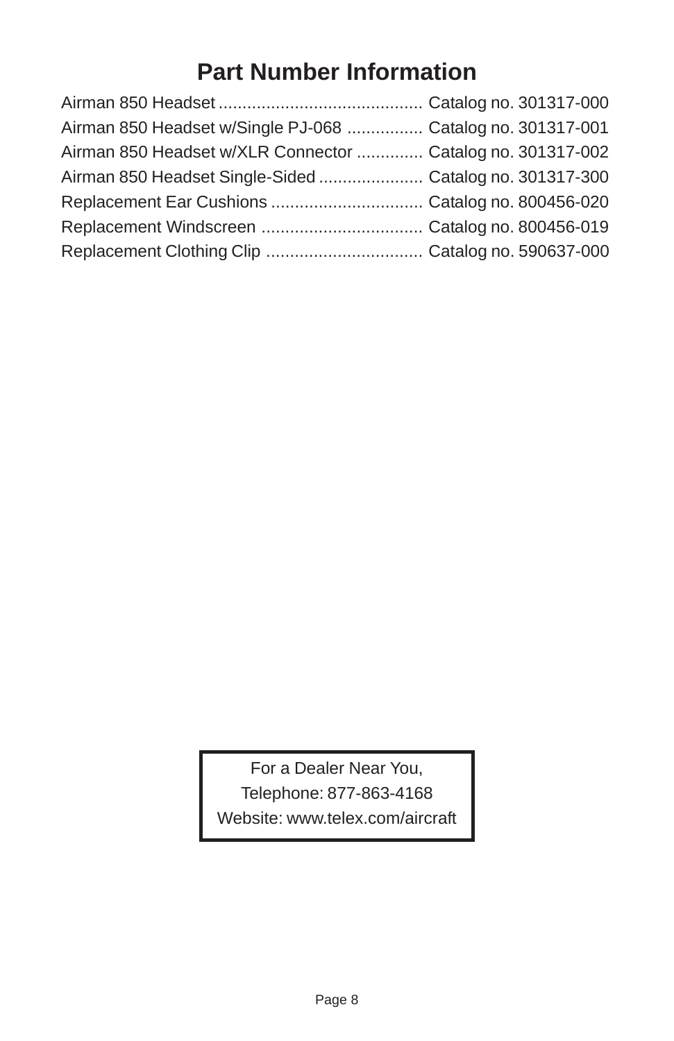# Part Number Information

| Item | Catalog Number |
| --- | --- |
| Airman 850 Headset | Catalog no. 301317-000 |
| Airman 850 Headset w/Single PJ-068 | Catalog no. 301317-001 |
| Airman 850 Headset w/XLR Connector | Catalog no. 301317-002 |
| Airman 850 Headset Single-Sided | Catalog no. 301317-300 |
| Replacement Ear Cushions | Catalog no. 800456-020 |
| Replacement Windscreen | Catalog no. 800456-019 |
| Replacement Clothing Clip | Catalog no. 590637-000 |

For a Dealer Near You,
Telephone: 877-863-4168
Website: www.telex.com/aircraft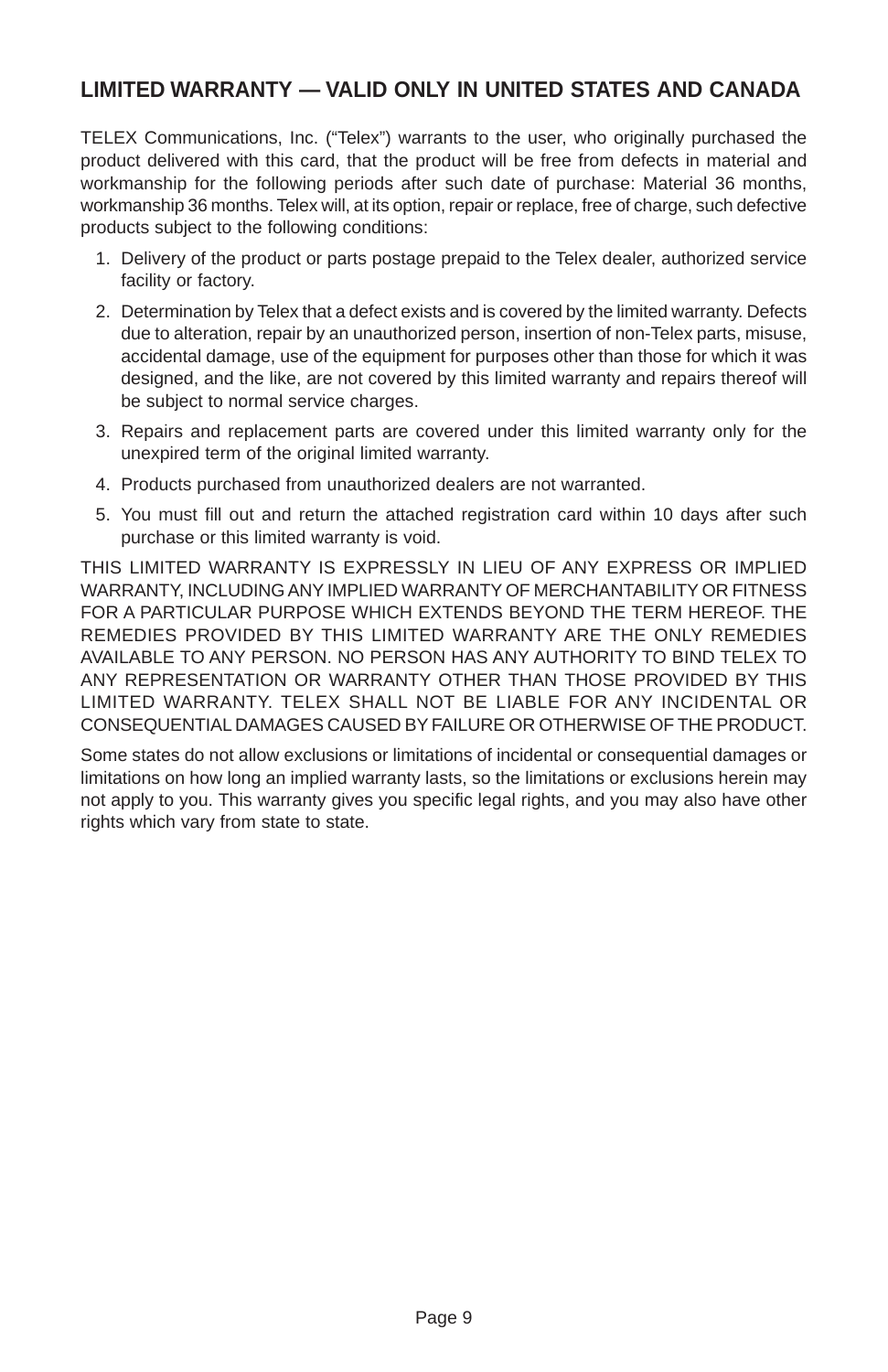## LIMITED WARRANTY — VALID ONLY IN UNITED STATES AND CANADA

TELEX Communications, Inc. (“Telex”) warrants to the user, who originally purchased the product delivered with this card, that the product will be free from defects in material and workmanship for the following periods after such date of purchase: Material 36 months, workmanship 36 months. Telex will, at its option, repair or replace, free of charge, such defective products subject to the following conditions:

1. Delivery of the product or parts postage prepaid to the Telex dealer, authorized service facility or factory.
2. Determination by Telex that a defect exists and is covered by the limited warranty. Defects due to alteration, repair by an unauthorized person, insertion of non-Telex parts, misuse, accidental damage, use of the equipment for purposes other than those for which it was designed, and the like, are not covered by this limited warranty and repairs thereof will be subject to normal service charges.
3. Repairs and replacement parts are covered under this limited warranty only for the unexpired term of the original limited warranty.
4. Products purchased from unauthorized dealers are not warranted.
5. You must fill out and return the attached registration card within 10 days after such purchase or this limited warranty is void.

THIS LIMITED WARRANTY IS EXPRESSLY IN LIEU OF ANY EXPRESS OR IMPLIED WARRANTY, INCLUDING ANY IMPLIED WARRANTY OF MERCHANTABILITY OR FITNESS FOR A PARTICULAR PURPOSE WHICH EXTENDS BEYOND THE TERM HEREOF. THE REMEDIES PROVIDED BY THIS LIMITED WARRANTY ARE THE ONLY REMEDIES AVAILABLE TO ANY PERSON. NO PERSON HAS ANY AUTHORITY TO BIND TELEX TO ANY REPRESENTATION OR WARRANTY OTHER THAN THOSE PROVIDED BY THIS LIMITED WARRANTY. TELEX SHALL NOT BE LIABLE FOR ANY INCIDENTAL OR CONSEQUENTIAL DAMAGES CAUSED BY FAILURE OR OTHERWISE OF THE PRODUCT.

Some states do not allow exclusions or limitations of incidental or consequential damages or limitations on how long an implied warranty lasts, so the limitations or exclusions herein may not apply to you. This warranty gives you specific legal rights, and you may also have other rights which vary from state to state.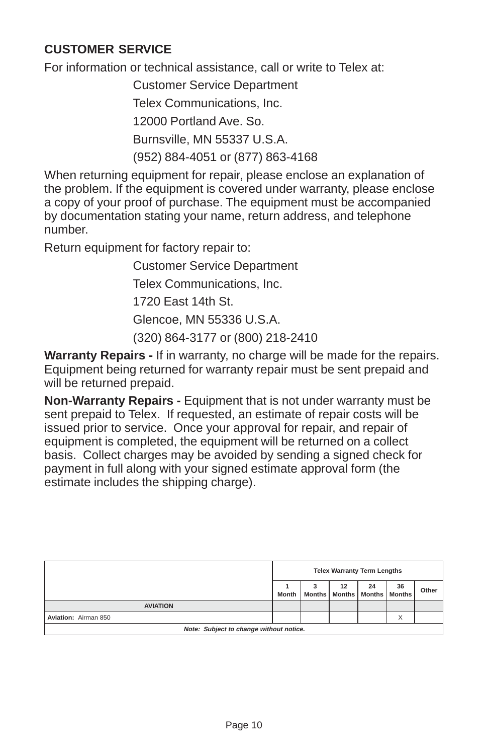## CUSTOMER SERVICE

For information or technical assistance, call or write to Telex at:

Customer Service Department
Telex Communications, Inc.
12000 Portland Ave. So.
Burnsville, MN 55337 U.S.A.
(952) 884-4051 or (877) 863-4168

When returning equipment for repair, please enclose an explanation of the problem. If the equipment is covered under warranty, please enclose a copy of your proof of purchase. The equipment must be accompanied by documentation stating your name, return address, and telephone number.

Return equipment for factory repair to:

Customer Service Department
Telex Communications, Inc.
1720 East 14th St.
Glencoe, MN 55336 U.S.A.
(320) 864-3177 or (800) 218-2410

**Warranty Repairs -** If in warranty, no charge will be made for the repairs. Equipment being returned for warranty repair must be sent prepaid and will be returned prepaid.

**Non-Warranty Repairs -** Equipment that is not under warranty must be sent prepaid to Telex. If requested, an estimate of repair costs will be issued prior to service. Once your approval for repair, and repair of equipment is completed, the equipment will be returned on a collect basis. Collect charges may be avoided by sending a signed check for payment in full along with your signed estimate approval form (the estimate includes the shipping charge).

| | Telex Warranty Term Lengths | | | | | |
|---|---|---|---|---|---|---|
| | 1 Month | 3 Months | 12 Months | 24 Months | 36 Months | Other |
| **AVIATION** | | | | | | |
| **Aviation:** Airman 850 | | | | | X | |
| ***Note: Subject to change without notice.*** | | | | | | |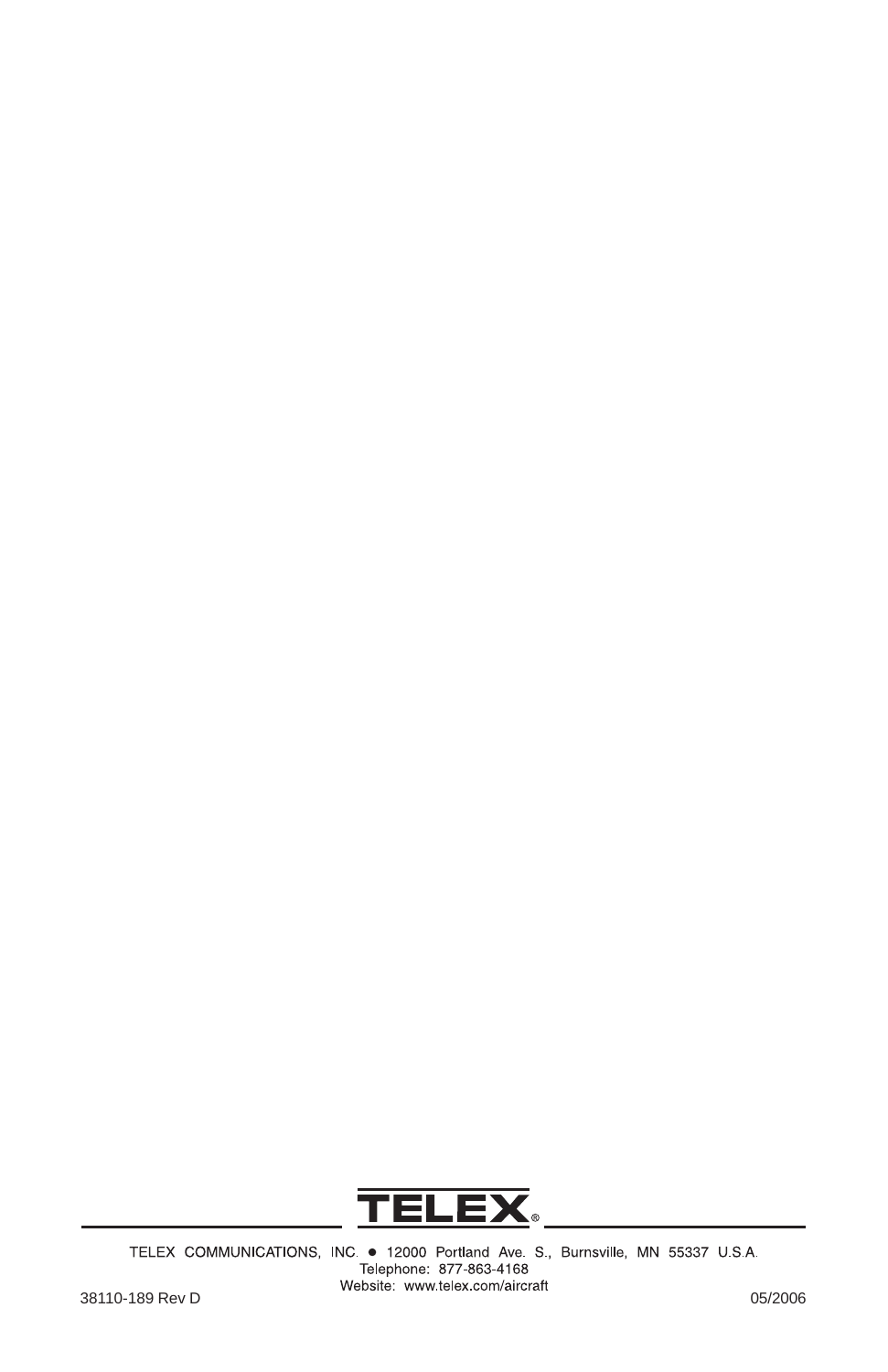**TELEX**®

TELEX COMMUNICATIONS, INC. • 12000 Portland Ave. S., Burnsville, MN 55337 U.S.A.
Telephone: 877-863-4168
Website: www.telex.com/aircraft

38110-189 Rev D

05/2006